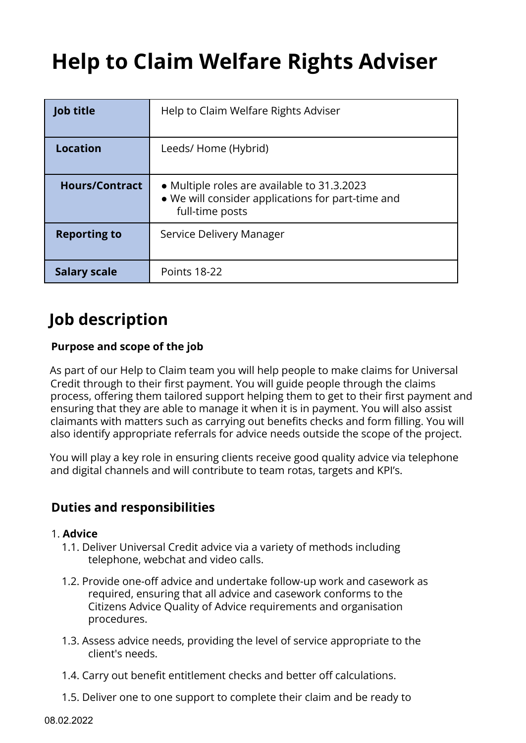# Help to Claim Welfare Rights Adviser

| Job title | Help to Claim Welfare Rights Adviser |
|---|---|
| Location | Leeds/ Home (Hybrid) |
| Hours/Contract | • Multiple roles are available to 31.3.2023<br>• We will consider applications for part-time and full-time posts |
| Reporting to | Service Delivery Manager |
| Salary scale | Points 18-22 |

## Job description

**Purpose and scope of the job**

As part of our Help to Claim team you will help people to make claims for Universal Credit through to their first payment. You will guide people through the claims process, offering them tailored support helping them to get to their first payment and ensuring that they are able to manage it when it is in payment. You will also assist claimants with matters such as carrying out benefits checks and form filling. You will also identify appropriate referrals for advice needs outside the scope of the project.

You will play a key role in ensuring clients receive good quality advice via telephone and digital channels and will contribute to team rotas, targets and KPI's.

### Duties and responsibilities

1. **Advice**
   - 1.1. Deliver Universal Credit advice via a variety of methods including telephone, webchat and video calls.
   - 1.2. Provide one-off advice and undertake follow-up work and casework as required, ensuring that all advice and casework conforms to the Citizens Advice Quality of Advice requirements and organisation procedures.
   - 1.3. Assess advice needs, providing the level of service appropriate to the client's needs.
   - 1.4. Carry out benefit entitlement checks and better off calculations.
   - 1.5. Deliver one to one support to complete their claim and be ready to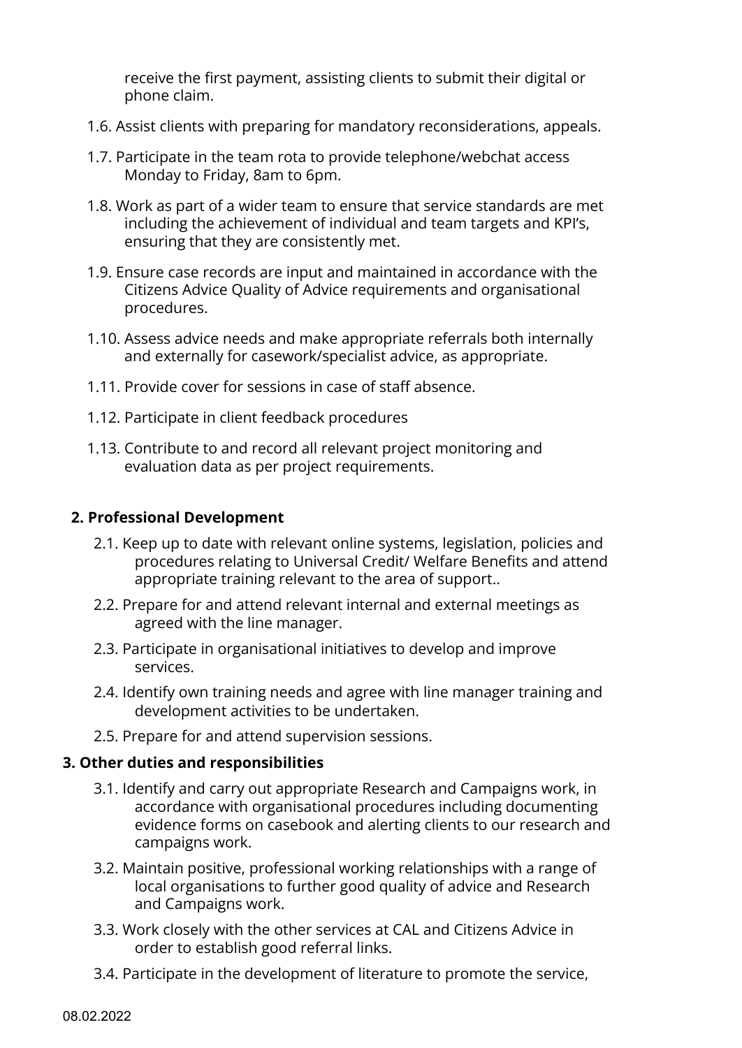receive the first payment, assisting clients to submit their digital or phone claim.

1.6. Assist clients with preparing for mandatory reconsiderations, appeals.

1.7. Participate in the team rota to provide telephone/webchat access Monday to Friday, 8am to 6pm.

1.8. Work as part of a wider team to ensure that service standards are met including the achievement of individual and team targets and KPI's, ensuring that they are consistently met.

1.9. Ensure case records are input and maintained in accordance with the Citizens Advice Quality of Advice requirements and organisational procedures.

1.10. Assess advice needs and make appropriate referrals both internally and externally for casework/specialist advice, as appropriate.

1.11. Provide cover for sessions in case of staff absence.

1.12. Participate in client feedback procedures

1.13. Contribute to and record all relevant project monitoring and evaluation data as per project requirements.

**2. Professional Development**

2.1. Keep up to date with relevant online systems, legislation, policies and procedures relating to Universal Credit/ Welfare Benefits and attend appropriate training relevant to the area of support..

2.2. Prepare for and attend relevant internal and external meetings as agreed with the line manager.

2.3. Participate in organisational initiatives to develop and improve services.

2.4. Identify own training needs and agree with line manager training and development activities to be undertaken.

2.5. Prepare for and attend supervision sessions.

**3. Other duties and responsibilities**

3.1. Identify and carry out appropriate Research and Campaigns work, in accordance with organisational procedures including documenting evidence forms on casebook and alerting clients to our research and campaigns work.

3.2. Maintain positive, professional working relationships with a range of local organisations to further good quality of advice and Research and Campaigns work.

3.3. Work closely with the other services at CAL and Citizens Advice in order to establish good referral links.

3.4. Participate in the development of literature to promote the service,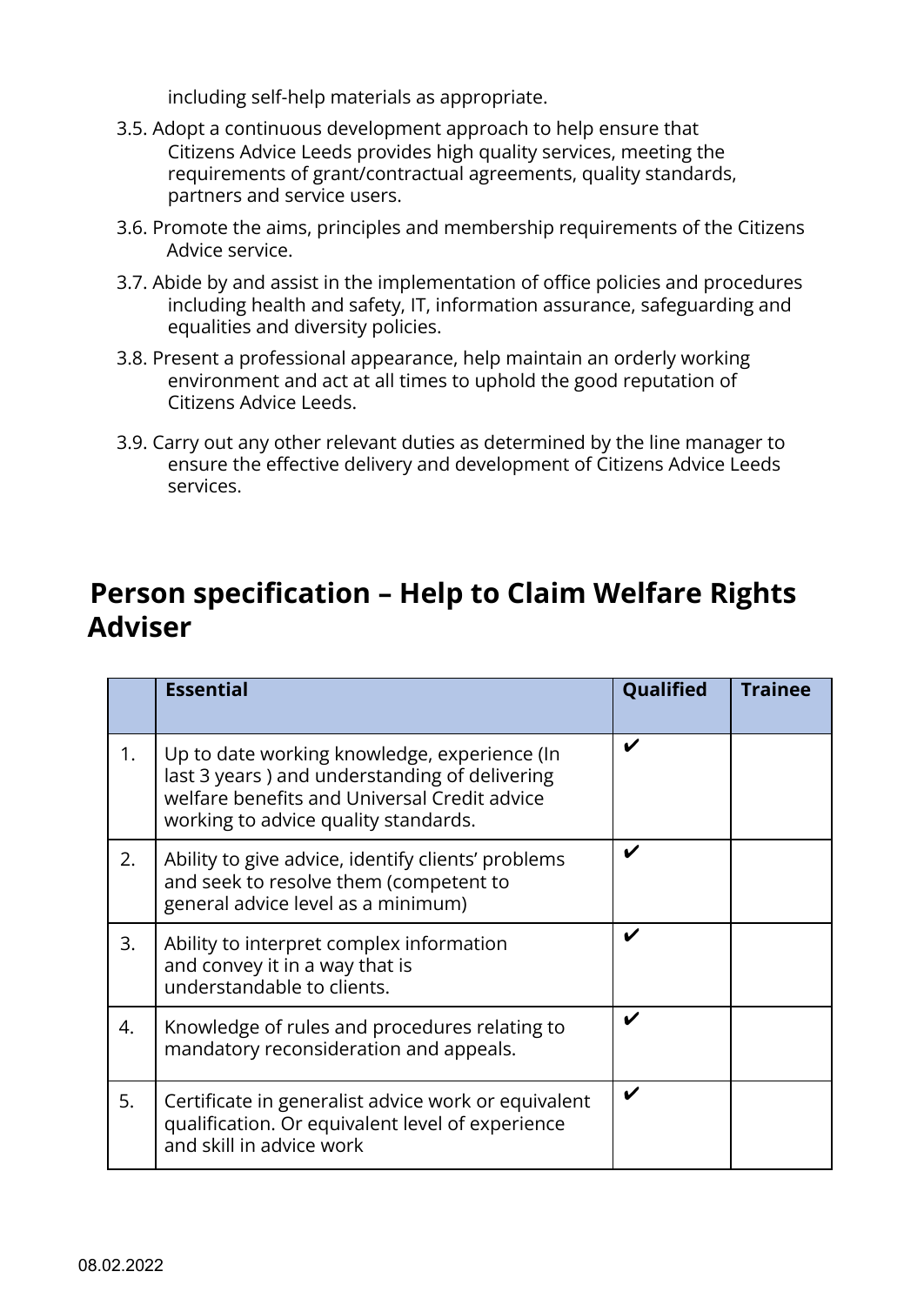including self-help materials as appropriate.

3.5. Adopt a continuous development approach to help ensure that Citizens Advice Leeds provides high quality services, meeting the requirements of grant/contractual agreements, quality standards, partners and service users.

3.6. Promote the aims, principles and membership requirements of the Citizens Advice service.

3.7. Abide by and assist in the implementation of office policies and procedures including health and safety, IT, information assurance, safeguarding and equalities and diversity policies.

3.8. Present a professional appearance, help maintain an orderly working environment and act at all times to uphold the good reputation of Citizens Advice Leeds.

3.9. Carry out any other relevant duties as determined by the line manager to ensure the effective delivery and development of Citizens Advice Leeds services.

## Person specification – Help to Claim Welfare Rights Adviser

| | **Essential** | **Qualified** | **Trainee** |
|---|---|---|---|
| 1. | Up to date working knowledge, experience (In last 3 years ) and understanding of delivering welfare benefits and Universal Credit advice working to advice quality standards. | ✔ | |
| 2. | Ability to give advice, identify clients' problems and seek to resolve them (competent to general advice level as a minimum) | ✔ | |
| 3. | Ability to interpret complex information and convey it in a way that is understandable to clients. | ✔ | |
| 4. | Knowledge of rules and procedures relating to mandatory reconsideration and appeals. | ✔ | |
| 5. | Certificate in generalist advice work or equivalent qualification. Or equivalent level of experience and skill in advice work | ✔ | |

08.02.2022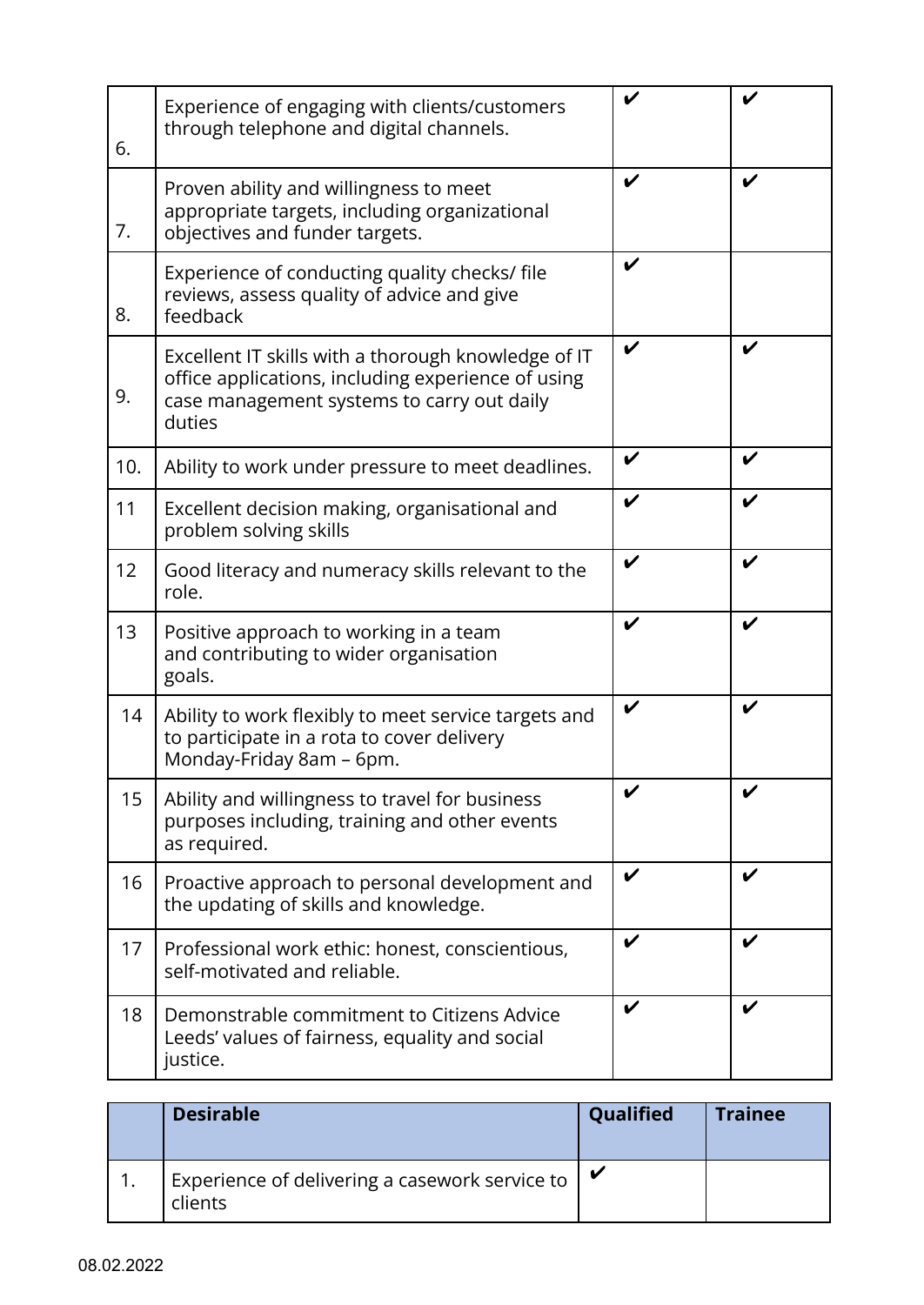| | | | |
|---|---|---|---|
| 6. | Experience of engaging with clients/customers through telephone and digital channels. | ✔ | ✔ |
| 7. | Proven ability and willingness to meet appropriate targets, including organizational objectives and funder targets. | ✔ | ✔ |
| 8. | Experience of conducting quality checks/ file reviews, assess quality of advice and give feedback | ✔ | |
| 9. | Excellent IT skills with a thorough knowledge of IT office applications, including experience of using case management systems to carry out daily duties | ✔ | ✔ |
| 10. | Ability to work under pressure to meet deadlines. | ✔ | ✔ |
| 11 | Excellent decision making, organisational and problem solving skills | ✔ | ✔ |
| 12 | Good literacy and numeracy skills relevant to the role. | ✔ | ✔ |
| 13 | Positive approach to working in a team and contributing to wider organisation goals. | ✔ | ✔ |
| 14 | Ability to work flexibly to meet service targets and to participate in a rota to cover delivery Monday-Friday 8am – 6pm. | ✔ | ✔ |
| 15 | Ability and willingness to travel for business purposes including, training and other events as required. | ✔ | ✔ |
| 16 | Proactive approach to personal development and the updating of skills and knowledge. | ✔ | ✔ |
| 17 | Professional work ethic: honest, conscientious, self-motivated and reliable. | ✔ | ✔ |
| 18 | Demonstrable commitment to Citizens Advice Leeds' values of fairness, equality and social justice. | ✔ | ✔ |

| | **Desirable** | **Qualified** | **Trainee** |
|---|---|---|---|
| 1. | Experience of delivering a casework service to clients | ✔ | |

08.02.2022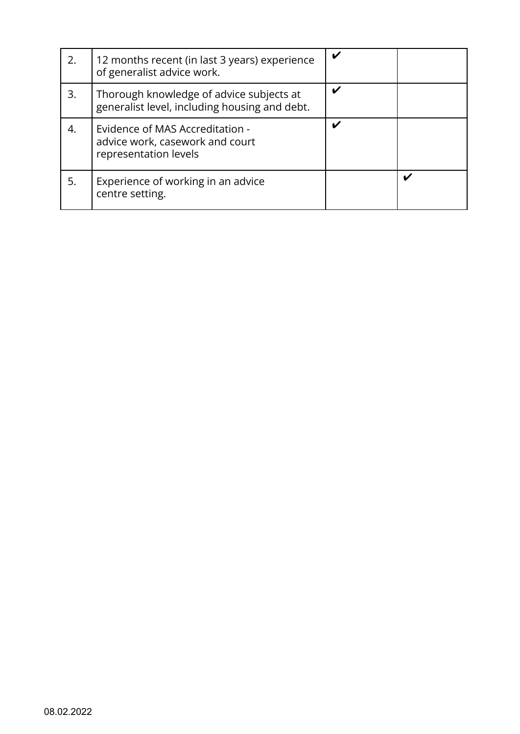| | | | |
|---|---|---|---|
| 2. | 12 months recent (in last 3 years) experience of generalist advice work. | ✔ | |
| 3. | Thorough knowledge of advice subjects at generalist level, including housing and debt. | ✔ | |
| 4. | Evidence of MAS Accreditation - advice work, casework and court representation levels | ✔ | |
| 5. | Experience of working in an advice centre setting. | | ✔ |

08.02.2022